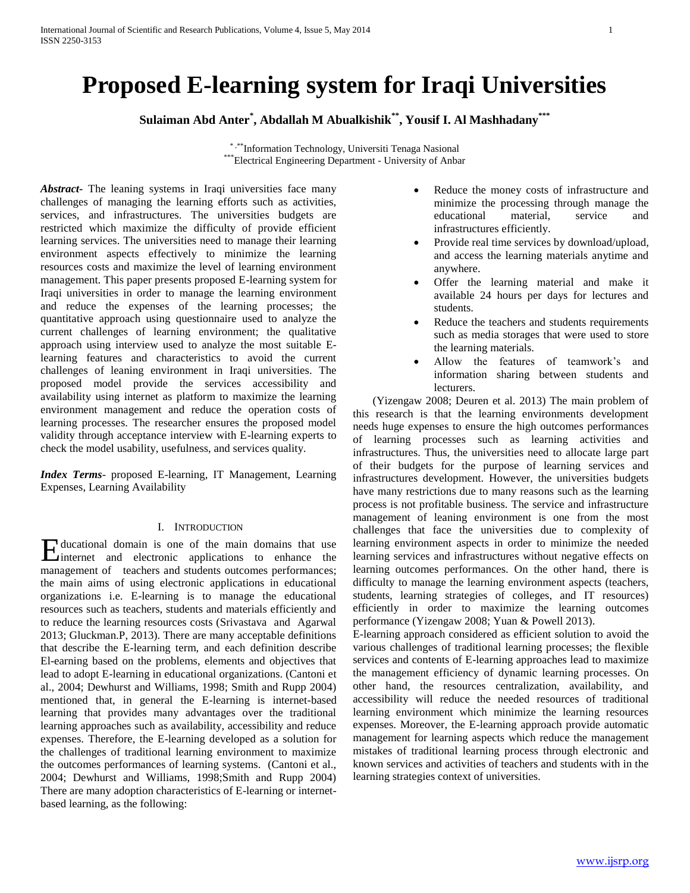# Proposed E-learning system for Iraqi Universities

**Sulaiman Abd Anter[*], Abdallah M Abualkishik[**], Yousif I. Al Mashhadany[***]**

[*,**]Information Technology, Universiti Tenaga Nasional
[***]Electrical Engineering Department - University of Anbar

***Abstract***- The leaning systems in Iraqi universities face many challenges of managing the learning efforts such as activities, services, and infrastructures. The universities budgets are restricted which maximize the difficulty of provide efficient learning services. The universities need to manage their learning environment aspects effectively to minimize the learning resources costs and maximize the level of learning environment management. This paper presents proposed E-learning system for Iraqi universities in order to manage the learning environment and reduce the expenses of the learning processes; the quantitative approach using questionnaire used to analyze the current challenges of learning environment; the qualitative approach using interview used to analyze the most suitable E-learning features and characteristics to avoid the current challenges of leaning environment in Iraqi universities. The proposed model provide the services accessibility and availability using internet as platform to maximize the learning environment management and reduce the operation costs of learning processes. The researcher ensures the proposed model validity through acceptance interview with E-learning experts to check the model usability, usefulness, and services quality.

***Index Terms***- proposed E-learning, IT Management, Learning Expenses, Learning Availability

## I. Introduction

Educational domain is one of the main domains that use internet and electronic applications to enhance the management of teachers and students outcomes performances; the main aims of using electronic applications in educational organizations i.e. E-learning is to manage the educational resources such as teachers, students and materials efficiently and to reduce the learning resources costs (Srivastava and Agarwal 2013; Gluckman.P, 2013). There are many acceptable definitions that describe the E-learning term, and each definition describe El-earning based on the problems, elements and objectives that lead to adopt E-learning in educational organizations. (Cantoni et al., 2004; Dewhurst and Williams, 1998; Smith and Rupp 2004) mentioned that, in general the E-learning is internet-based learning that provides many advantages over the traditional learning approaches such as availability, accessibility and reduce expenses. Therefore, the E-learning developed as a solution for the challenges of traditional learning environment to maximize the outcomes performances of learning systems. (Cantoni et al., 2004; Dewhurst and Williams, 1998;Smith and Rupp 2004) There are many adoption characteristics of E-learning or internet-based learning, as the following:

- Reduce the money costs of infrastructure and minimize the processing through manage the educational material, service and infrastructures efficiently.
- Provide real time services by download/upload, and access the learning materials anytime and anywhere.
- Offer the learning material and make it available 24 hours per days for lectures and students.
- Reduce the teachers and students requirements such as media storages that were used to store the learning materials.
- Allow the features of teamwork's and information sharing between students and lecturers.

(Yizengaw 2008; Deuren et al. 2013) The main problem of this research is that the learning environments development needs huge expenses to ensure the high outcomes performances of learning processes such as learning activities and infrastructures. Thus, the universities need to allocate large part of their budgets for the purpose of learning services and infrastructures development. However, the universities budgets have many restrictions due to many reasons such as the learning process is not profitable business. The service and infrastructure management of leaning environment is one from the most challenges that face the universities due to complexity of learning environment aspects in order to minimize the needed learning services and infrastructures without negative effects on learning outcomes performances. On the other hand, there is difficulty to manage the learning environment aspects (teachers, students, learning strategies of colleges, and IT resources) efficiently in order to maximize the learning outcomes performance (Yizengaw 2008; Yuan & Powell 2013).

E-learning approach considered as efficient solution to avoid the various challenges of traditional learning processes; the flexible services and contents of E-learning approaches lead to maximize the management efficiency of dynamic learning processes. On other hand, the resources centralization, availability, and accessibility will reduce the needed resources of traditional learning environment which minimize the learning resources expenses. Moreover, the E-learning approach provide automatic management for learning aspects which reduce the management mistakes of traditional learning process through electronic and known services and activities of teachers and students with in the learning strategies context of universities.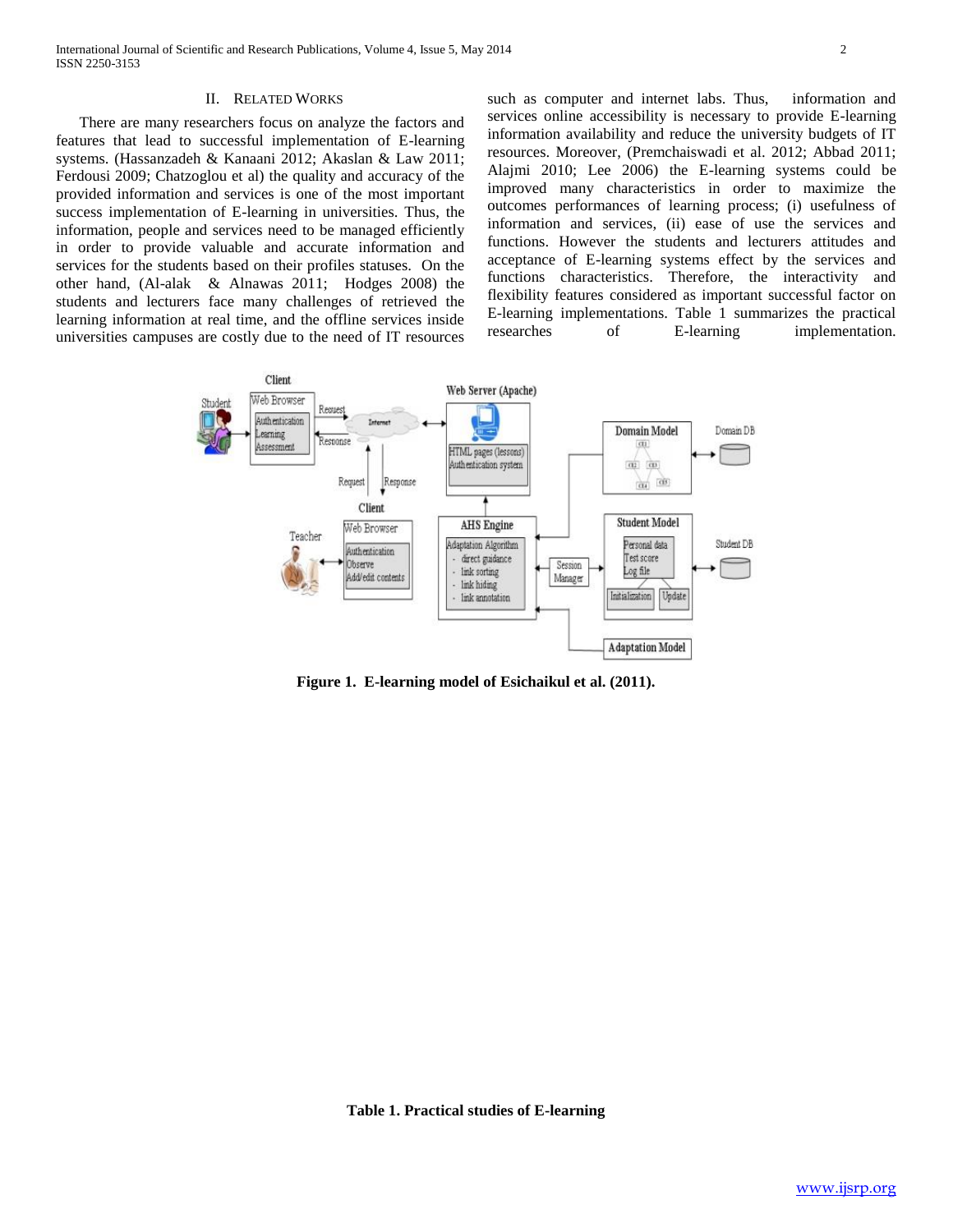## II. Related Works

There are many researchers focus on analyze the factors and features that lead to successful implementation of E-learning systems. (Hassanzadeh & Kanaani 2012; Akaslan & Law 2011; Ferdousi 2009; Chatzoglou et al) the quality and accuracy of the provided information and services is one of the most important success implementation of E-learning in universities. Thus, the information, people and services need to be managed efficiently in order to provide valuable and accurate information and services for the students based on their profiles statuses. On the other hand, (Al-alak & Alnawas 2011; Hodges 2008) the students and lecturers face many challenges of retrieved the learning information at real time, and the offline services inside universities campuses are costly due to the need of IT resources such as computer and internet labs. Thus, information and services online accessibility is necessary to provide E-learning information availability and reduce the university budgets of IT resources. Moreover, (Premchaiswadi et al. 2012; Abbad 2011; Alajmi 2010; Lee 2006) the E-learning systems could be improved many characteristics in order to maximize the outcomes performances of learning process; (i) usefulness of information and services, (ii) ease of use the services and functions. However the students and lecturers attitudes and acceptance of E-learning systems effect by the services and functions characteristics. Therefore, the interactivity and flexibility features considered as important successful factor on E-learning implementations. Table 1 summarizes the practical researches of E-learning implementation.

**Figure 1. E-learning model of Esichaikul et al. (2011).**

**Table 1. Practical studies of E-learning**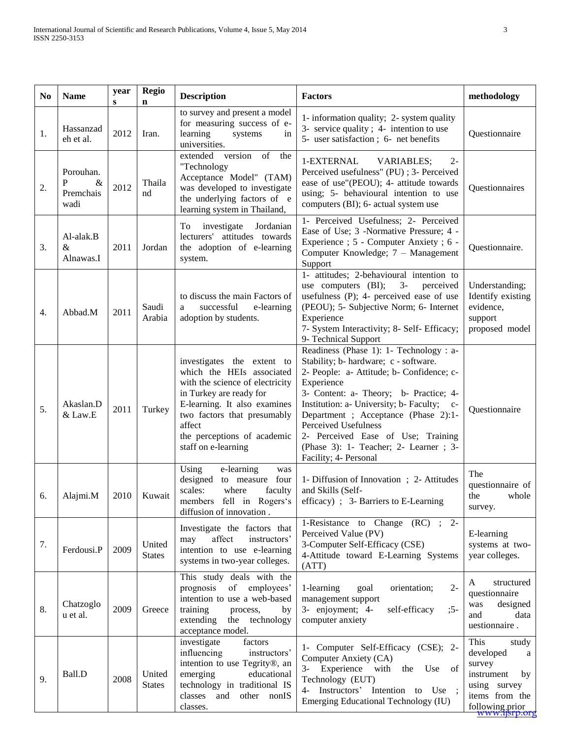| No | Name | years | Region | Description | Factors | methodology |
|---|---|---|---|---|---|---|
| 1. | Hassanzadeh et al. | 2012 | Iran. | to survey and present a model for measuring success of e-learning systems in universities. | 1- information quality; 2- system quality 3- service quality ; 4- intention to use 5- user satisfaction ; 6- net benefits | Questionnaire |
| 2. | Porouhan. P & Premchaiswadi | 2012 | Thailand | extended version of the "Technology Acceptance Model" (TAM) was developed to investigate the underlying factors of e learning system in Thailand, | 1-EXTERNAL VARIABLES; 2- Perceived usefulness" (PU) ; 3- Perceived ease of use"(PEOU); 4- attitude towards using; 5- behavioural intention to use computers (BI); 6- actual system use | Questionnaires |
| 3. | Al-alak.B & Alnawas.I | 2011 | Jordan | To investigate Jordanian lecturers' attitudes towards the adoption of e-learning system. | 1- Perceived Usefulness; 2- Perceived Ease of Use; 3 -Normative Pressure; 4 - Experience ; 5 - Computer Anxiety ; 6 - Computer Knowledge; 7 – Management Support | Questionnaire. |
| 4. | Abbad.M | 2011 | Saudi Arabia | to discuss the main Factors of a successful e-learning adoption by students. | 1- attitudes; 2-behavioural intention to use computers (BI); 3- perceived usefulness (P); 4- perceived ease of use (PEOU); 5- Subjective Norm; 6- Internet Experience 7- System Interactivity; 8- Self- Efficacy; 9- Technical Support | Understanding; Identify existing evidence, support proposed model |
| 5. | Akaslan.D & Law.E | 2011 | Turkey | investigates the extent to which the HEIs associated with the science of electricity in Turkey are ready for E-learning. It also examines two factors that presumably affect the perceptions of academic staff on e-learning | Readiness (Phase 1): 1- Technology : a- Stability; b- hardware; c - software. 2- People: a- Attitude; b- Confidence; c- Experience 3- Content: a- Theory; b- Practice; 4- Institution: a- University; b- Faculty; c- Department ; Acceptance (Phase 2):1- Perceived Usefulness 2- Perceived Ease of Use; Training (Phase 3): 1- Teacher; 2- Learner ; 3- Facility; 4- Personal | Questionnaire |
| 6. | Alajmi.M | 2010 | Kuwait | Using e-learning was designed to measure four scales: where faculty members fell in Rogers's diffusion of innovation . | 1- Diffusion of Innovation ; 2- Attitudes and Skills (Self-efficacy) ; 3- Barriers to E-Learning | The questionnaire of the whole survey. |
| 7. | Ferdousi.P | 2009 | United States | Investigate the factors that may affect instructors' intention to use e-learning systems in two-year colleges. | 1-Resistance to Change (RC) ; 2- Perceived Value (PV) 3-Computer Self-Efficacy (CSE) 4-Attitude toward E-Learning Systems (ATT) | E-learning systems at two-year colleges. |
| 8. | Chatzoglou et al. | 2009 | Greece | This study deals with the prognosis of employees' intention to use a web-based training process, by extending the technology acceptance model. | 1-learning goal orientation; 2- management support 3- enjoyment; 4- self-efficacy ;5- computer anxiety | A structured questionnaire was designed and data uestionnaire . |
| 9. | Ball.D | 2008 | United States | investigate factors influencing instructors' intention to use Tegrity®, an emerging educational technology in traditional IS classes and other nonIS classes. | 1- Computer Self-Efficacy (CSE); 2- Computer Anxiety (CA) 3- Experience with the Use of Technology (EUT) 4- Instructors' Intention to Use ; Emerging Educational Technology (IU) | This study developed a survey instrument by using survey items from the following prior |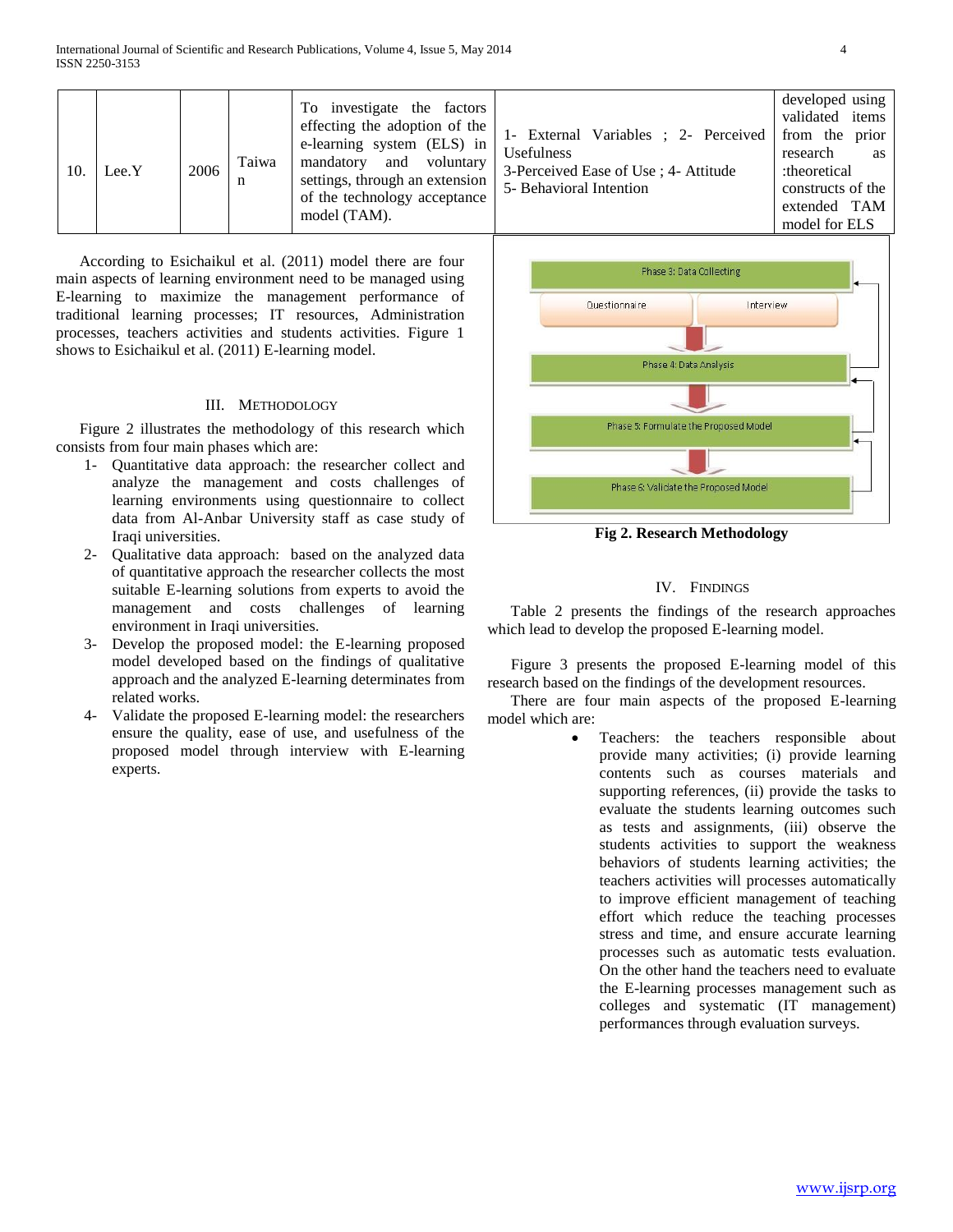| 10. | Lee.Y | 2006 | Taiwan | To investigate the factors effecting the adoption of the e-learning system (ELS) in mandatory and voluntary settings, through an extension of the technology acceptance model (TAM). | 1- External Variables ; 2- Perceived Usefulness 3-Perceived Ease of Use ; 4- Attitude 5- Behavioral Intention | developed using validated items from the prior research as :theoretical constructs of the extended TAM model for ELS |
|---|---|---|---|---|---|---|

According to Esichaikul et al. (2011) model there are four main aspects of learning environment need to be managed using E-learning to maximize the management performance of traditional learning processes; IT resources, Administration processes, teachers activities and students activities. Figure 1 shows to Esichaikul et al. (2011) E-learning model.

## III. Methodology

Figure 2 illustrates the methodology of this research which consists from four main phases which are:

1- Quantitative data approach: the researcher collect and analyze the management and costs challenges of learning environments using questionnaire to collect data from Al-Anbar University staff as case study of Iraqi universities.

2- Qualitative data approach: based on the analyzed data of quantitative approach the researcher collects the most suitable E-learning solutions from experts to avoid the management and costs challenges of learning environment in Iraqi universities.

3- Develop the proposed model: the E-learning proposed model developed based on the findings of qualitative approach and the analyzed E-learning determinates from related works.

4- Validate the proposed E-learning model: the researchers ensure the quality, ease of use, and usefulness of the proposed model through interview with E-learning experts.

Phase 3: Data Collecting

Questionnaire | Interview

Phase 4: Data Analysis

Phase 5: Formulate the Proposed Model

Phase 6: Validate the Proposed Model

**Fig 2. Research Methodology**

## IV. Findings

Table 2 presents the findings of the research approaches which lead to develop the proposed E-learning model.

Figure 3 presents the proposed E-learning model of this research based on the findings of the development resources.

There are four main aspects of the proposed E-learning model which are:

- Teachers: the teachers responsible about provide many activities; (i) provide learning contents such as courses materials and supporting references, (ii) provide the tasks to evaluate the students learning outcomes such as tests and assignments, (iii) observe the students activities to support the weakness behaviors of students learning activities; the teachers activities will processes automatically to improve efficient management of teaching effort which reduce the teaching processes stress and time, and ensure accurate learning processes such as automatic tests evaluation. On the other hand the teachers need to evaluate the E-learning processes management such as colleges and systematic (IT management) performances through evaluation surveys.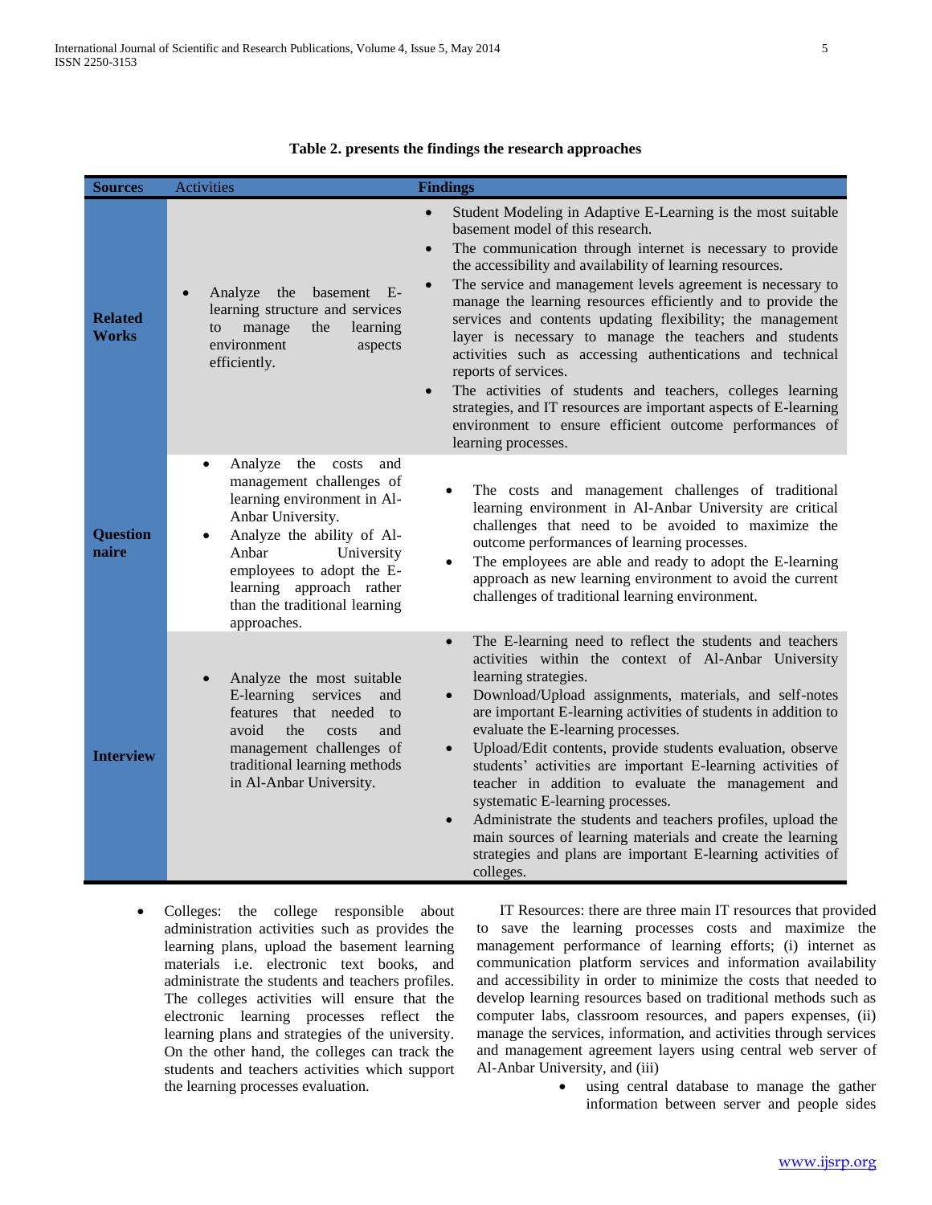**Table 2. presents the findings the research approaches**

| Sources | Activities | Findings |
|---|---|---|
| **Related Works** | • Analyze the basement E-learning structure and services to manage the learning environment aspects efficiently. | • Student Modeling in Adaptive E-Learning is the most suitable basement model of this research.<br>• The communication through internet is necessary to provide the accessibility and availability of learning resources.<br>• The service and management levels agreement is necessary to manage the learning resources efficiently and to provide the services and contents updating flexibility; the management layer is necessary to manage the teachers and students activities such as accessing authentications and technical reports of services.<br>• The activities of students and teachers, colleges learning strategies, and IT resources are important aspects of E-learning environment to ensure efficient outcome performances of learning processes. |
| **Questionnaire** | • Analyze the costs and management challenges of learning environment in Al-Anbar University.<br>• Analyze the ability of Al-Anbar University employees to adopt the E-learning approach rather than the traditional learning approaches. | • The costs and management challenges of traditional learning environment in Al-Anbar University are critical challenges that need to be avoided to maximize the outcome performances of learning processes.<br>• The employees are able and ready to adopt the E-learning approach as new learning environment to avoid the current challenges of traditional learning environment. |
| **Interview** | • Analyze the most suitable E-learning services and features that needed to avoid the costs and management challenges of traditional learning methods in Al-Anbar University. | • The E-learning need to reflect the students and teachers activities within the context of Al-Anbar University learning strategies.<br>• Download/Upload assignments, materials, and self-notes are important E-learning activities of students in addition to evaluate the E-learning processes.<br>• Upload/Edit contents, provide students evaluation, observe students' activities are important E-learning activities of teacher in addition to evaluate the management and systematic E-learning processes.<br>• Administrate the students and teachers profiles, upload the main sources of learning materials and create the learning strategies and plans are important E-learning activities of colleges. |

- Colleges: the college responsible about administration activities such as provides the learning plans, upload the basement learning materials i.e. electronic text books, and administrate the students and teachers profiles. The colleges activities will ensure that the electronic learning processes reflect the learning plans and strategies of the university. On the other hand, the colleges can track the students and teachers activities which support the learning processes evaluation.

IT Resources: there are three main IT resources that provided to save the learning processes costs and maximize the management performance of learning efforts; (i) internet as communication platform services and information availability and accessibility in order to minimize the costs that needed to develop learning resources based on traditional methods such as computer labs, classroom resources, and papers expenses, (ii) manage the services, information, and activities through services and management agreement layers using central web server of Al-Anbar University, and (iii)

- using central database to manage the gather information between server and people sides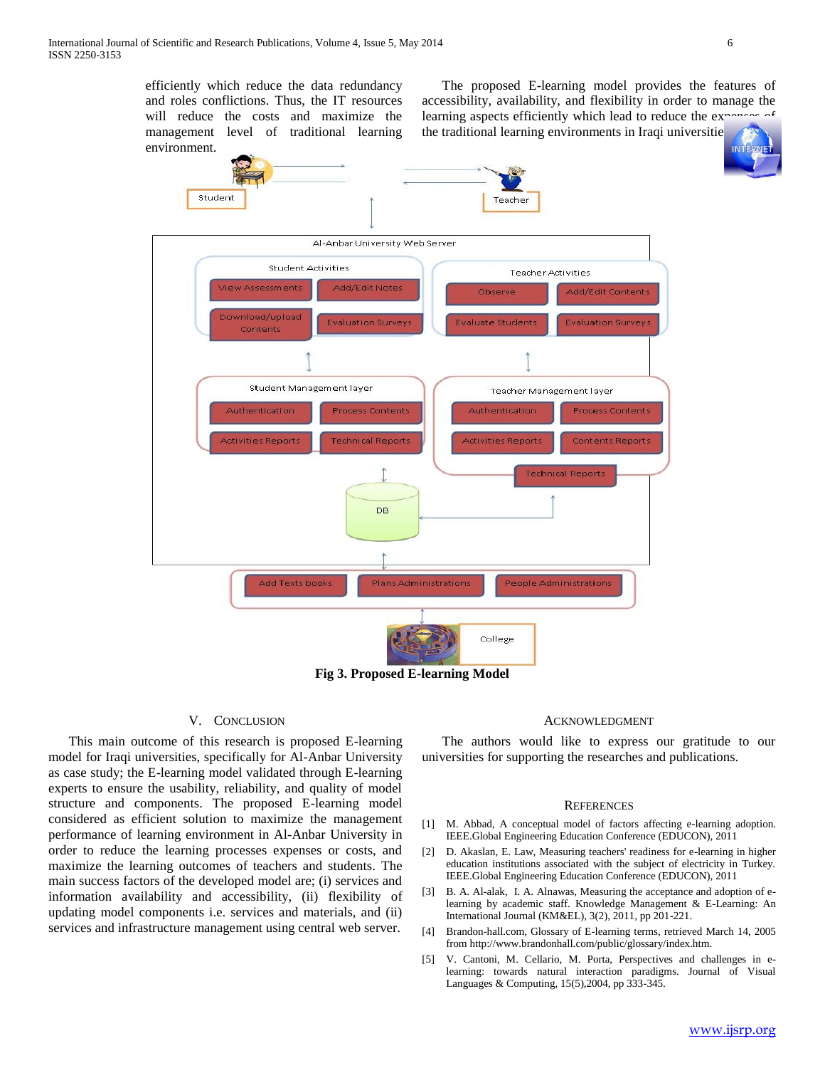efficiently which reduce the data redundancy and roles conflictions. Thus, the IT resources will reduce the costs and maximize the management level of traditional learning environment.

The proposed E-learning model provides the features of accessibility, availability, and flexibility in order to manage the learning aspects efficiently which lead to reduce the expenses of the traditional learning environments in Iraqi universities.

Fig 3. Proposed E-learning Model

## V. Conclusion

This main outcome of this research is proposed E-learning model for Iraqi universities, specifically for Al-Anbar University as case study; the E-learning model validated through E-learning experts to ensure the usability, reliability, and quality of model structure and components. The proposed E-learning model considered as efficient solution to maximize the management performance of learning environment in Al-Anbar University in order to reduce the learning processes expenses or costs, and maximize the learning outcomes of teachers and students. The main success factors of the developed model are; (i) services and information availability and accessibility, (ii) flexibility of updating model components i.e. services and materials, and (ii) services and infrastructure management using central web server.

## Acknowledgment

The authors would like to express our gratitude to our universities for supporting the researches and publications.

## References

[1] M. Abbad, A conceptual model of factors affecting e-learning adoption. IEEE.Global Engineering Education Conference (EDUCON), 2011

[2] D. Akaslan, E. Law, Measuring teachers' readiness for e-learning in higher education institutions associated with the subject of electricity in Turkey. IEEE.Global Engineering Education Conference (EDUCON), 2011

[3] B. A. Al-alak, I. A. Alnawas, Measuring the acceptance and adoption of e-learning by academic staff. Knowledge Management & E-Learning: An International Journal (KM&EL), 3(2), 2011, pp 201-221.

[4] Brandon-hall.com, Glossary of E-learning terms, retrieved March 14, 2005 from http://www.brandonhall.com/public/glossary/index.htm.

[5] V. Cantoni, M. Cellario, M. Porta, Perspectives and challenges in e-learning: towards natural interaction paradigms. Journal of Visual Languages & Computing, 15(5),2004, pp 333-345.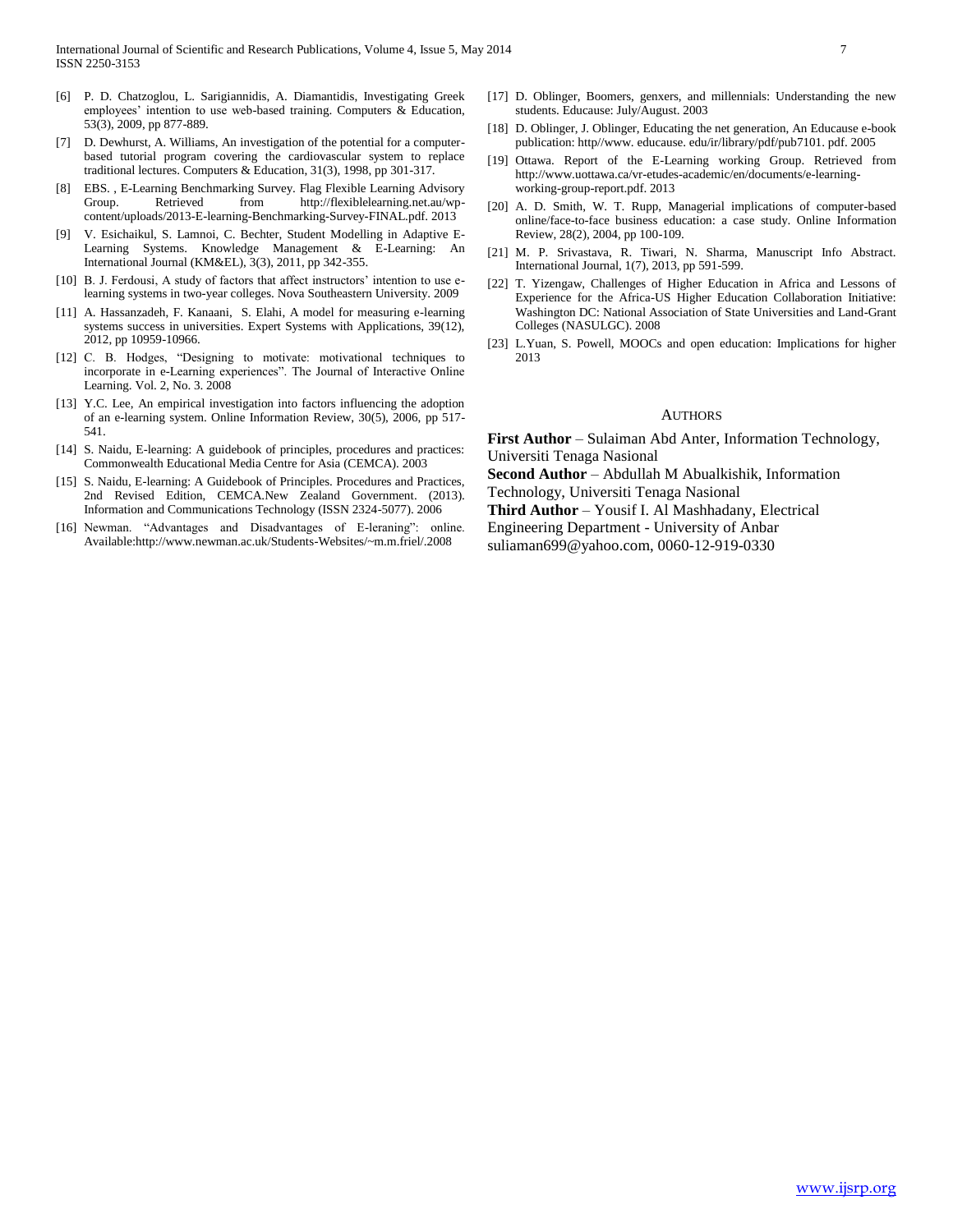[6] P. D. Chatzoglou, L. Sarigiannidis, A. Diamantidis, Investigating Greek employees' intention to use web-based training. Computers & Education, 53(3), 2009, pp 877-889.

[7] D. Dewhurst, A. Williams, An investigation of the potential for a computer-based tutorial program covering the cardiovascular system to replace traditional lectures. Computers & Education, 31(3), 1998, pp 301-317.

[8] EBS. , E-Learning Benchmarking Survey. Flag Flexible Learning Advisory Group. Retrieved from http://flexiblelearning.net.au/wp-content/uploads/2013-E-learning-Benchmarking-Survey-FINAL.pdf. 2013

[9] V. Esichaikul, S. Lamnoi, C. Bechter, Student Modelling in Adaptive E-Learning Systems. Knowledge Management & E-Learning: An International Journal (KM&EL), 3(3), 2011, pp 342-355.

[10] B. J. Ferdousi, A study of factors that affect instructors' intention to use e-learning systems in two-year colleges. Nova Southeastern University. 2009

[11] A. Hassanzadeh, F. Kanaani, S. Elahi, A model for measuring e-learning systems success in universities. Expert Systems with Applications, 39(12), 2012, pp 10959-10966.

[12] C. B. Hodges, "Designing to motivate: motivational techniques to incorporate in e-Learning experiences". The Journal of Interactive Online Learning. Vol. 2, No. 3. 2008

[13] Y.C. Lee, An empirical investigation into factors influencing the adoption of an e-learning system. Online Information Review, 30(5), 2006, pp 517-541.

[14] S. Naidu, E-learning: A guidebook of principles, procedures and practices: Commonwealth Educational Media Centre for Asia (CEMCA). 2003

[15] S. Naidu, E-learning: A Guidebook of Principles. Procedures and Practices, 2nd Revised Edition, CEMCA.New Zealand Government. (2013). Information and Communications Technology (ISSN 2324-5077). 2006

[16] Newman. "Advantages and Disadvantages of E-leraning": online. Available:http://www.newman.ac.uk/Students-Websites/~m.m.friel/.2008

[17] D. Oblinger, Boomers, genxers, and millennials: Understanding the new students. Educause: July/August. 2003

[18] D. Oblinger, J. Oblinger, Educating the net generation, An Educause e-book publication: http//www. educause. edu/ir/library/pdf/pub7101. pdf. 2005

[19] Ottawa. Report of the E-Learning working Group. Retrieved from http://www.uottawa.ca/vr-etudes-academic/en/documents/e-learning-working-group-report.pdf. 2013

[20] A. D. Smith, W. T. Rupp, Managerial implications of computer-based online/face-to-face business education: a case study. Online Information Review, 28(2), 2004, pp 100-109.

[21] M. P. Srivastava, R. Tiwari, N. Sharma, Manuscript Info Abstract. International Journal, 1(7), 2013, pp 591-599.

[22] T. Yizengaw, Challenges of Higher Education in Africa and Lessons of Experience for the Africa-US Higher Education Collaboration Initiative: Washington DC: National Association of State Universities and Land-Grant Colleges (NASULGC). 2008

[23] L.Yuan, S. Powell, MOOCs and open education: Implications for higher 2013

## Authors

**First Author** – Sulaiman Abd Anter, Information Technology, Universiti Tenaga Nasional

**Second Author** – Abdullah M Abualkishik, Information Technology, Universiti Tenaga Nasional

**Third Author** – Yousif I. Al Mashhadany, Electrical Engineering Department - University of Anbar

suliaman699@yahoo.com, 0060-12-919-0330